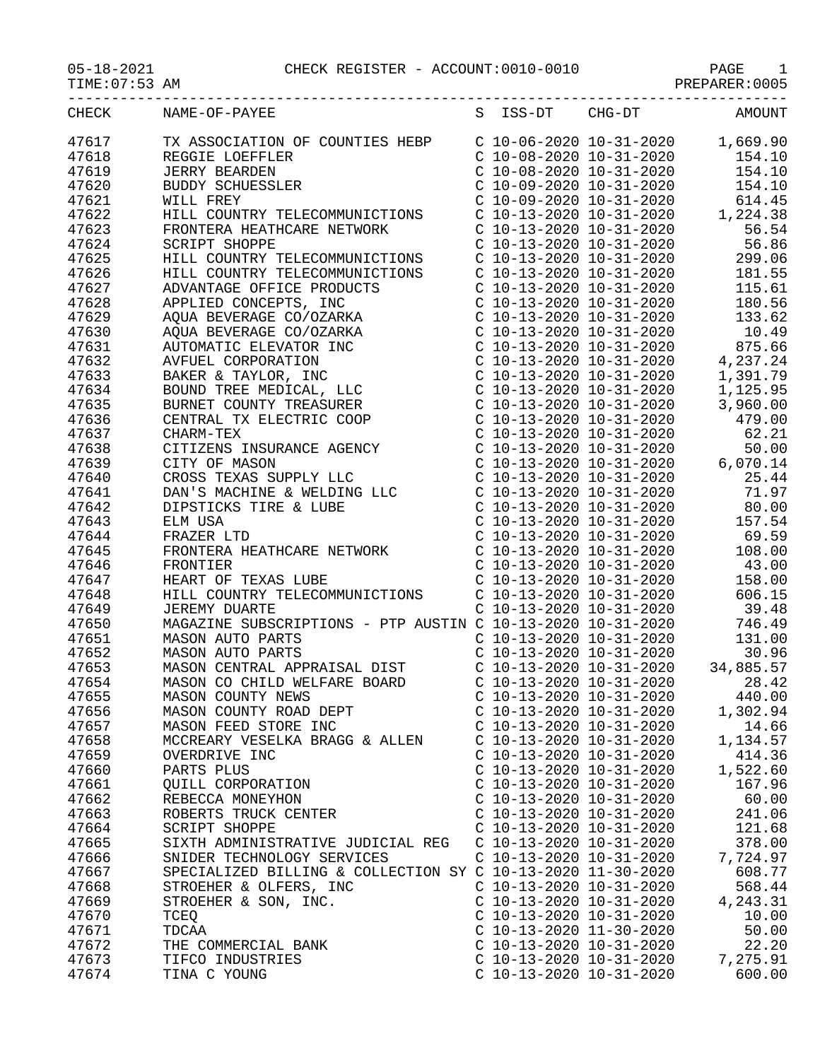05-18-2021 CHECK REGISTER - ACCOUNT:0010-0010

TIME:07:53 AM PREPARER:0005

| CHECK | NAME-OF-PAYEE | S | ISS-DT | CHG-DT | AMOUNT |
|---|---|---|---|---|---|
| 47617 | TX ASSOCIATION OF COUNTIES HEBP | C | 10-06-2020 | 10-31-2020 | 1,669.90 |
| 47618 | REGGIE LOEFFLER | C | 10-08-2020 | 10-31-2020 | 154.10 |
| 47619 | JERRY BEARDEN | C | 10-08-2020 | 10-31-2020 | 154.10 |
| 47620 | BUDDY SCHUESSLER | C | 10-09-2020 | 10-31-2020 | 154.10 |
| 47621 | WILL FREY | C | 10-09-2020 | 10-31-2020 | 614.45 |
| 47622 | HILL COUNTRY TELECOMMUNICTIONS | C | 10-13-2020 | 10-31-2020 | 1,224.38 |
| 47623 | FRONTERA HEATHCARE NETWORK | C | 10-13-2020 | 10-31-2020 | 56.54 |
| 47624 | SCRIPT SHOPPE | C | 10-13-2020 | 10-31-2020 | 56.86 |
| 47625 | HILL COUNTRY TELECOMMUNICTIONS | C | 10-13-2020 | 10-31-2020 | 299.06 |
| 47626 | HILL COUNTRY TELECOMMUNICTIONS | C | 10-13-2020 | 10-31-2020 | 181.55 |
| 47627 | ADVANTAGE OFFICE PRODUCTS | C | 10-13-2020 | 10-31-2020 | 115.61 |
| 47628 | APPLIED CONCEPTS, INC | C | 10-13-2020 | 10-31-2020 | 180.56 |
| 47629 | AQUA BEVERAGE CO/OZARKA | C | 10-13-2020 | 10-31-2020 | 133.62 |
| 47630 | AQUA BEVERAGE CO/OZARKA | C | 10-13-2020 | 10-31-2020 | 10.49 |
| 47631 | AUTOMATIC ELEVATOR INC | C | 10-13-2020 | 10-31-2020 | 875.66 |
| 47632 | AVFUEL CORPORATION | C | 10-13-2020 | 10-31-2020 | 4,237.24 |
| 47633 | BAKER & TAYLOR, INC | C | 10-13-2020 | 10-31-2020 | 1,391.79 |
| 47634 | BOUND TREE MEDICAL, LLC | C | 10-13-2020 | 10-31-2020 | 1,125.95 |
| 47635 | BURNET COUNTY TREASURER | C | 10-13-2020 | 10-31-2020 | 3,960.00 |
| 47636 | CENTRAL TX ELECTRIC COOP | C | 10-13-2020 | 10-31-2020 | 479.00 |
| 47637 | CHARM-TEX | C | 10-13-2020 | 10-31-2020 | 62.21 |
| 47638 | CITIZENS INSURANCE AGENCY | C | 10-13-2020 | 10-31-2020 | 50.00 |
| 47639 | CITY OF MASON | C | 10-13-2020 | 10-31-2020 | 6,070.14 |
| 47640 | CROSS TEXAS SUPPLY LLC | C | 10-13-2020 | 10-31-2020 | 25.44 |
| 47641 | DAN'S MACHINE & WELDING LLC | C | 10-13-2020 | 10-31-2020 | 71.97 |
| 47642 | DIPSTICKS TIRE & LUBE | C | 10-13-2020 | 10-31-2020 | 80.00 |
| 47643 | ELM USA | C | 10-13-2020 | 10-31-2020 | 157.54 |
| 47644 | FRAZER LTD | C | 10-13-2020 | 10-31-2020 | 69.59 |
| 47645 | FRONTERA HEATHCARE NETWORK | C | 10-13-2020 | 10-31-2020 | 108.00 |
| 47646 | FRONTIER | C | 10-13-2020 | 10-31-2020 | 43.00 |
| 47647 | HEART OF TEXAS LUBE | C | 10-13-2020 | 10-31-2020 | 158.00 |
| 47648 | HILL COUNTRY TELECOMMUNICTIONS | C | 10-13-2020 | 10-31-2020 | 606.15 |
| 47649 | JEREMY DUARTE | C | 10-13-2020 | 10-31-2020 | 39.48 |
| 47650 | MAGAZINE SUBSCRIPTIONS - PTP AUSTIN | C | 10-13-2020 | 10-31-2020 | 746.49 |
| 47651 | MASON AUTO PARTS | C | 10-13-2020 | 10-31-2020 | 131.00 |
| 47652 | MASON AUTO PARTS | C | 10-13-2020 | 10-31-2020 | 30.96 |
| 47653 | MASON CENTRAL APPRAISAL DIST | C | 10-13-2020 | 10-31-2020 | 34,885.57 |
| 47654 | MASON CO CHILD WELFARE BOARD | C | 10-13-2020 | 10-31-2020 | 28.42 |
| 47655 | MASON COUNTY NEWS | C | 10-13-2020 | 10-31-2020 | 440.00 |
| 47656 | MASON COUNTY ROAD DEPT | C | 10-13-2020 | 10-31-2020 | 1,302.94 |
| 47657 | MASON FEED STORE INC | C | 10-13-2020 | 10-31-2020 | 14.66 |
| 47658 | MCCREARY VESELKA BRAGG & ALLEN | C | 10-13-2020 | 10-31-2020 | 1,134.57 |
| 47659 | OVERDRIVE INC | C | 10-13-2020 | 10-31-2020 | 414.36 |
| 47660 | PARTS PLUS | C | 10-13-2020 | 10-31-2020 | 1,522.60 |
| 47661 | QUILL CORPORATION | C | 10-13-2020 | 10-31-2020 | 167.96 |
| 47662 | REBECCA MONEYHON | C | 10-13-2020 | 10-31-2020 | 60.00 |
| 47663 | ROBERTS TRUCK CENTER | C | 10-13-2020 | 10-31-2020 | 241.06 |
| 47664 | SCRIPT SHOPPE | C | 10-13-2020 | 10-31-2020 | 121.68 |
| 47665 | SIXTH ADMINISTRATIVE JUDICIAL REG | C | 10-13-2020 | 10-31-2020 | 378.00 |
| 47666 | SNIDER TECHNOLOGY SERVICES | C | 10-13-2020 | 10-31-2020 | 7,724.97 |
| 47667 | SPECIALIZED BILLING & COLLECTION SY | C | 10-13-2020 | 11-30-2020 | 608.77 |
| 47668 | STROEHER & OLFERS, INC | C | 10-13-2020 | 10-31-2020 | 568.44 |
| 47669 | STROEHER & SON, INC. | C | 10-13-2020 | 10-31-2020 | 4,243.31 |
| 47670 | TCEQ | C | 10-13-2020 | 10-31-2020 | 10.00 |
| 47671 | TDCAA | C | 10-13-2020 | 11-30-2020 | 50.00 |
| 47672 | THE COMMERCIAL BANK | C | 10-13-2020 | 10-31-2020 | 22.20 |
| 47673 | TIFCO INDUSTRIES | C | 10-13-2020 | 10-31-2020 | 7,275.91 |
| 47674 | TINA C YOUNG | C | 10-13-2020 | 10-31-2020 | 600.00 |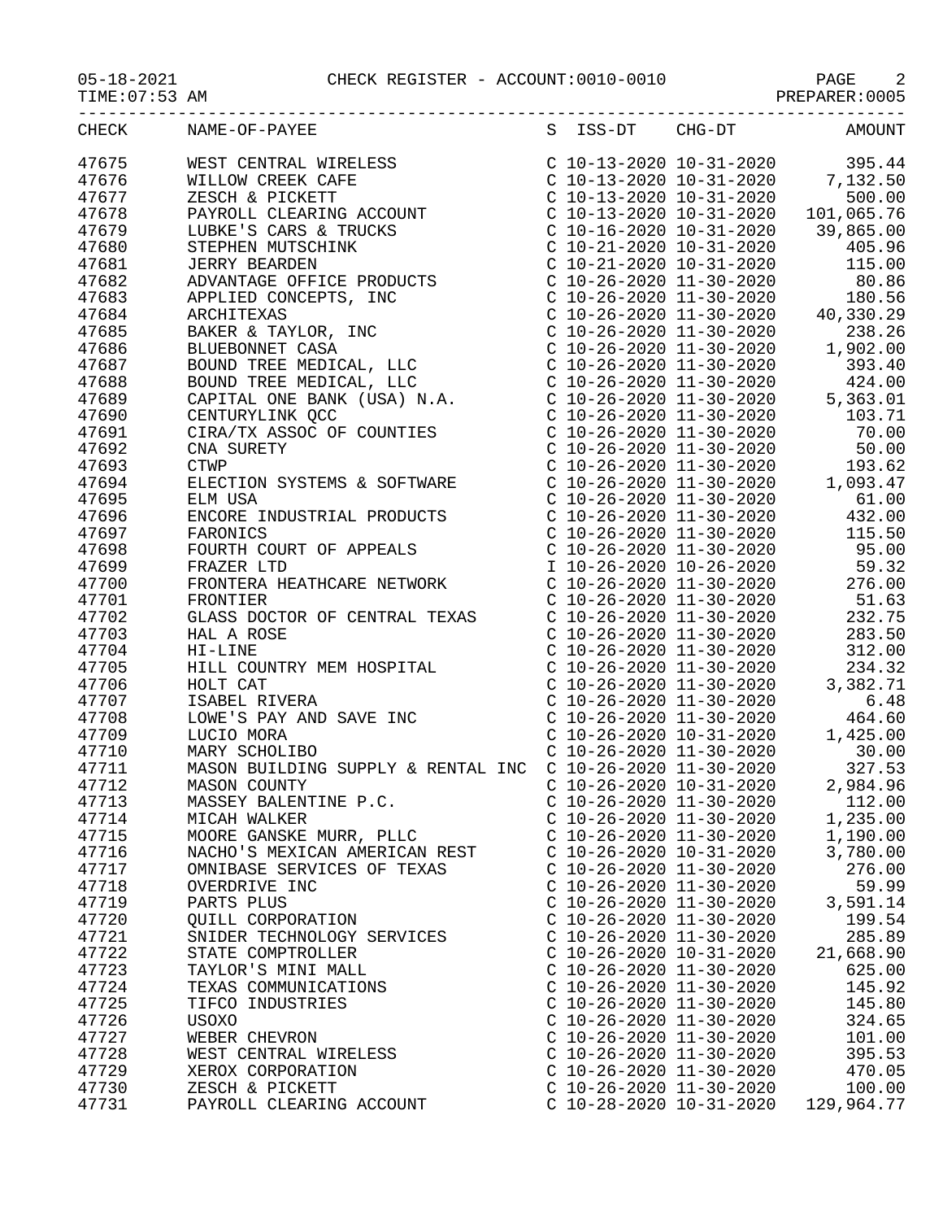05-18-2021 CHECK REGISTER - ACCOUNT:0010-0010

TIME:07:53 AM PREPARER:0005

| CHECK | NAME-OF-PAYEE | S | ISS-DT | CHG-DT | AMOUNT |
|---|---|---|---|---|---|
| 47675 | WEST CENTRAL WIRELESS | C | 10-13-2020 | 10-31-2020 | 395.44 |
| 47676 | WILLOW CREEK CAFE | C | 10-13-2020 | 10-31-2020 | 7,132.50 |
| 47677 | ZESCH & PICKETT | C | 10-13-2020 | 10-31-2020 | 500.00 |
| 47678 | PAYROLL CLEARING ACCOUNT | C | 10-13-2020 | 10-31-2020 | 101,065.76 |
| 47679 | LUBKE'S CARS & TRUCKS | C | 10-16-2020 | 10-31-2020 | 39,865.00 |
| 47680 | STEPHEN MUTSCHINK | C | 10-21-2020 | 10-31-2020 | 405.96 |
| 47681 | JERRY BEARDEN | C | 10-21-2020 | 10-31-2020 | 115.00 |
| 47682 | ADVANTAGE OFFICE PRODUCTS | C | 10-26-2020 | 11-30-2020 | 80.86 |
| 47683 | APPLIED CONCEPTS, INC | C | 10-26-2020 | 11-30-2020 | 180.56 |
| 47684 | ARCHITEXAS | C | 10-26-2020 | 11-30-2020 | 40,330.29 |
| 47685 | BAKER & TAYLOR, INC | C | 10-26-2020 | 11-30-2020 | 238.26 |
| 47686 | BLUEBONNET CASA | C | 10-26-2020 | 11-30-2020 | 1,902.00 |
| 47687 | BOUND TREE MEDICAL, LLC | C | 10-26-2020 | 11-30-2020 | 393.40 |
| 47688 | BOUND TREE MEDICAL, LLC | C | 10-26-2020 | 11-30-2020 | 424.00 |
| 47689 | CAPITAL ONE BANK (USA) N.A. | C | 10-26-2020 | 11-30-2020 | 5,363.01 |
| 47690 | CENTURYLINK QCC | C | 10-26-2020 | 11-30-2020 | 103.71 |
| 47691 | CIRA/TX ASSOC OF COUNTIES | C | 10-26-2020 | 11-30-2020 | 70.00 |
| 47692 | CNA SURETY | C | 10-26-2020 | 11-30-2020 | 50.00 |
| 47693 | CTWP | C | 10-26-2020 | 11-30-2020 | 193.62 |
| 47694 | ELECTION SYSTEMS & SOFTWARE | C | 10-26-2020 | 11-30-2020 | 1,093.47 |
| 47695 | ELM USA | C | 10-26-2020 | 11-30-2020 | 61.00 |
| 47696 | ENCORE INDUSTRIAL PRODUCTS | C | 10-26-2020 | 11-30-2020 | 432.00 |
| 47697 | FARONICS | C | 10-26-2020 | 11-30-2020 | 115.50 |
| 47698 | FOURTH COURT OF APPEALS | C | 10-26-2020 | 11-30-2020 | 95.00 |
| 47699 | FRAZER LTD | I | 10-26-2020 | 10-26-2020 | 59.32 |
| 47700 | FRONTERA HEATHCARE NETWORK | C | 10-26-2020 | 11-30-2020 | 276.00 |
| 47701 | FRONTIER | C | 10-26-2020 | 11-30-2020 | 51.63 |
| 47702 | GLASS DOCTOR OF CENTRAL TEXAS | C | 10-26-2020 | 11-30-2020 | 232.75 |
| 47703 | HAL A ROSE | C | 10-26-2020 | 11-30-2020 | 283.50 |
| 47704 | HI-LINE | C | 10-26-2020 | 11-30-2020 | 312.00 |
| 47705 | HILL COUNTRY MEM HOSPITAL | C | 10-26-2020 | 11-30-2020 | 234.32 |
| 47706 | HOLT CAT | C | 10-26-2020 | 11-30-2020 | 3,382.71 |
| 47707 | ISABEL RIVERA | C | 10-26-2020 | 11-30-2020 | 6.48 |
| 47708 | LOWE'S PAY AND SAVE INC | C | 10-26-2020 | 11-30-2020 | 464.60 |
| 47709 | LUCIO MORA | C | 10-26-2020 | 10-31-2020 | 1,425.00 |
| 47710 | MARY SCHOLIBO | C | 10-26-2020 | 11-30-2020 | 30.00 |
| 47711 | MASON BUILDING SUPPLY & RENTAL INC | C | 10-26-2020 | 11-30-2020 | 327.53 |
| 47712 | MASON COUNTY | C | 10-26-2020 | 10-31-2020 | 2,984.96 |
| 47713 | MASSEY BALENTINE P.C. | C | 10-26-2020 | 11-30-2020 | 112.00 |
| 47714 | MICAH WALKER | C | 10-26-2020 | 11-30-2020 | 1,235.00 |
| 47715 | MOORE GANSKE MURR, PLLC | C | 10-26-2020 | 11-30-2020 | 1,190.00 |
| 47716 | NACHO'S MEXICAN AMERICAN REST | C | 10-26-2020 | 10-31-2020 | 3,780.00 |
| 47717 | OMNIBASE SERVICES OF TEXAS | C | 10-26-2020 | 11-30-2020 | 276.00 |
| 47718 | OVERDRIVE INC | C | 10-26-2020 | 11-30-2020 | 59.99 |
| 47719 | PARTS PLUS | C | 10-26-2020 | 11-30-2020 | 3,591.14 |
| 47720 | QUILL CORPORATION | C | 10-26-2020 | 11-30-2020 | 199.54 |
| 47721 | SNIDER TECHNOLOGY SERVICES | C | 10-26-2020 | 11-30-2020 | 285.89 |
| 47722 | STATE COMPTROLLER | C | 10-26-2020 | 10-31-2020 | 21,668.90 |
| 47723 | TAYLOR'S MINI MALL | C | 10-26-2020 | 11-30-2020 | 625.00 |
| 47724 | TEXAS COMMUNICATIONS | C | 10-26-2020 | 11-30-2020 | 145.92 |
| 47725 | TIFCO INDUSTRIES | C | 10-26-2020 | 11-30-2020 | 145.80 |
| 47726 | USOXO | C | 10-26-2020 | 11-30-2020 | 324.65 |
| 47727 | WEBER CHEVRON | C | 10-26-2020 | 11-30-2020 | 101.00 |
| 47728 | WEST CENTRAL WIRELESS | C | 10-26-2020 | 11-30-2020 | 395.53 |
| 47729 | XEROX CORPORATION | C | 10-26-2020 | 11-30-2020 | 470.05 |
| 47730 | ZESCH & PICKETT | C | 10-26-2020 | 11-30-2020 | 100.00 |
| 47731 | PAYROLL CLEARING ACCOUNT | C | 10-28-2020 | 10-31-2020 | 129,964.77 |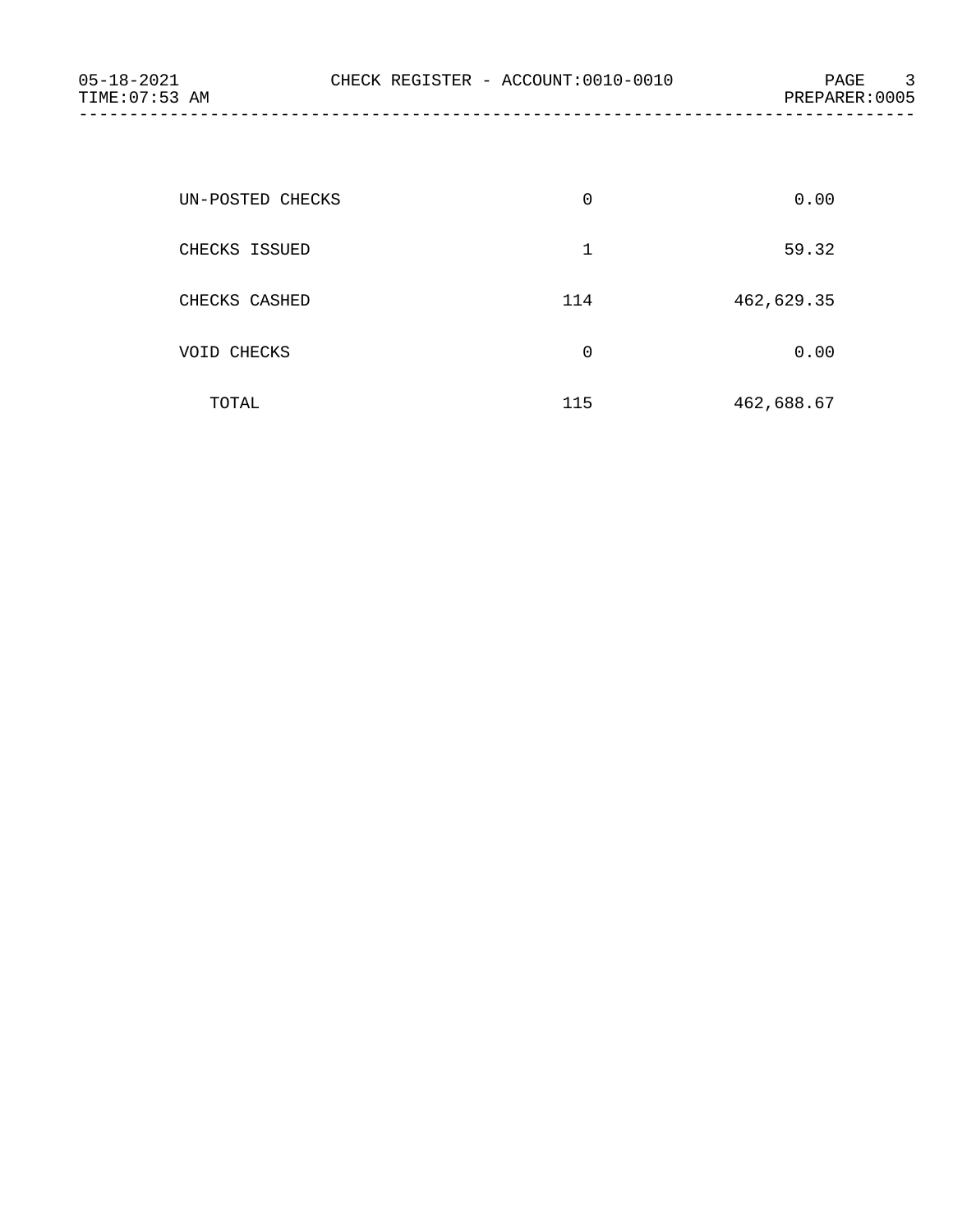| | | |
|---|---|---|
| UN-POSTED CHECKS | 0 | 0.00 |
| CHECKS ISSUED | 1 | 59.32 |
| CHECKS CASHED | 114 | 462,629.35 |
| VOID CHECKS | 0 | 0.00 |
| TOTAL | 115 | 462,688.67 |